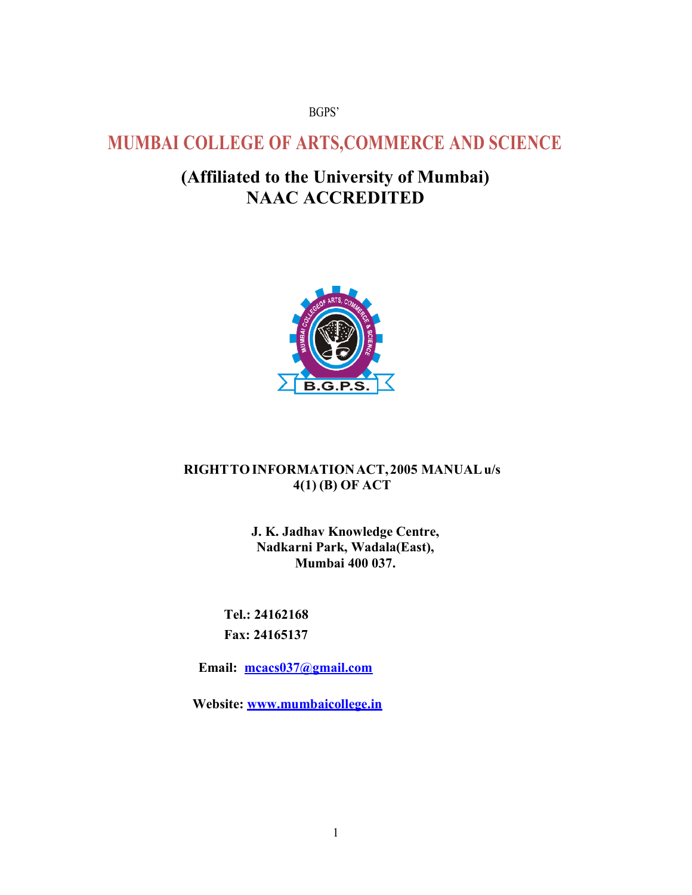BGPS'

# MUMBAI COLLEGE OF ARTS,COMMERCE AND SCIENCE

## (Affiliated to the University of Mumbai)
## NAAC ACCREDITED

**RIGHT TO INFORMATION ACT, 2005 MANUAL u/s 4(1) (B) OF ACT**

**J. K. Jadhav Knowledge Centre,**
**Nadkarni Park, Wadala(East),**
**Mumbai 400 037.**

**Tel.: 24162168**

**Fax: 24165137**

**Email: mcacs037@gmail.com**

**Website: www.mumbaicollege.in**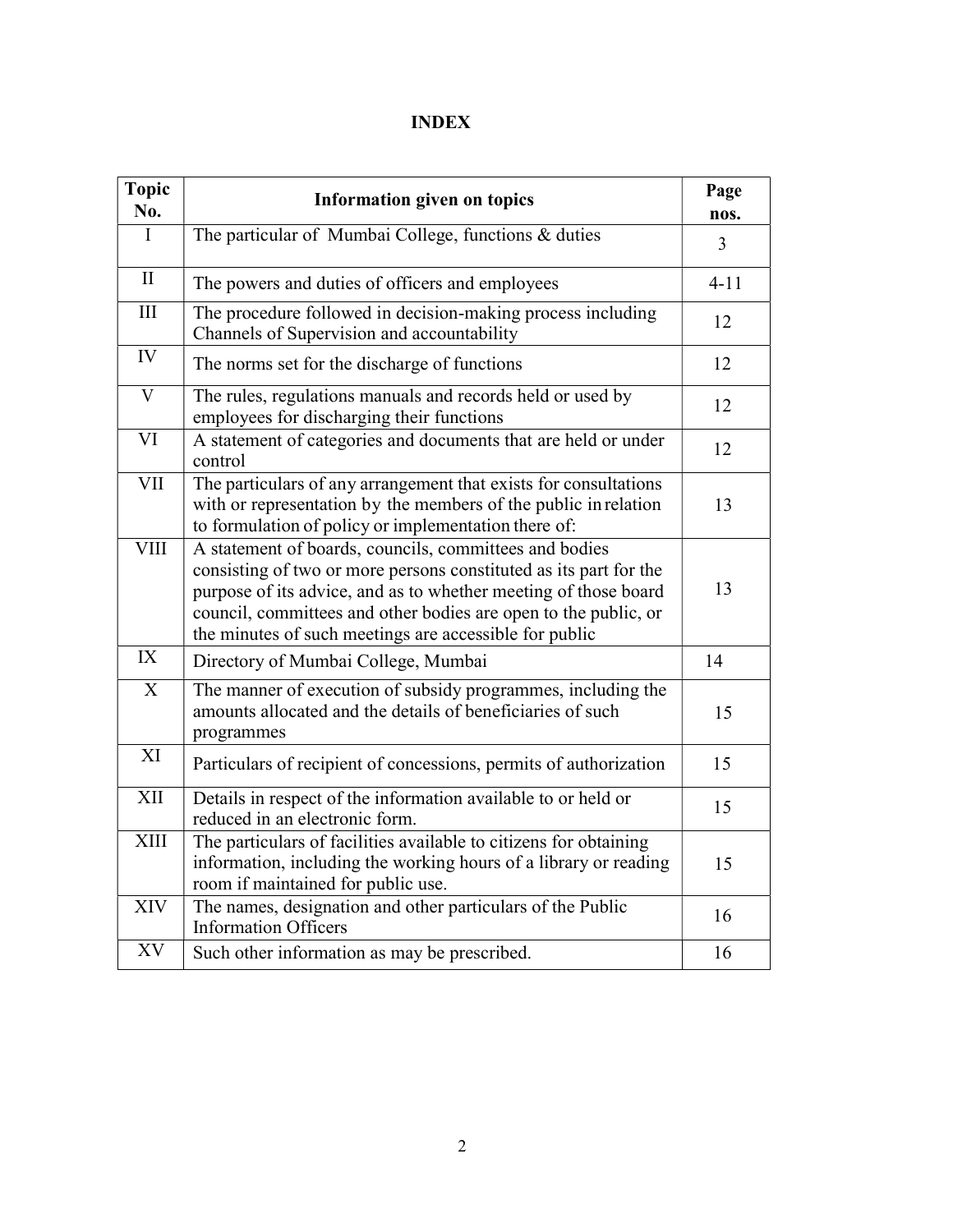# INDEX

| Topic No. | Information given on topics | Page nos. |
|---|---|---|
| I | The particular of Mumbai College, functions & duties | 3 |
| II | The powers and duties of officers and employees | 4-11 |
| III | The procedure followed in decision-making process including Channels of Supervision and accountability | 12 |
| IV | The norms set for the discharge of functions | 12 |
| V | The rules, regulations manuals and records held or used by employees for discharging their functions | 12 |
| VI | A statement of categories and documents that are held or under control | 12 |
| VII | The particulars of any arrangement that exists for consultations with or representation by the members of the public in relation to formulation of policy or implementation there of: | 13 |
| VIII | A statement of boards, councils, committees and bodies consisting of two or more persons constituted as its part for the purpose of its advice, and as to whether meeting of those board council, committees and other bodies are open to the public, or the minutes of such meetings are accessible for public | 13 |
| IX | Directory of Mumbai College, Mumbai | 14 |
| X | The manner of execution of subsidy programmes, including the amounts allocated and the details of beneficiaries of such programmes | 15 |
| XI | Particulars of recipient of concessions, permits of authorization | 15 |
| XII | Details in respect of the information available to or held or reduced in an electronic form. | 15 |
| XIII | The particulars of facilities available to citizens for obtaining information, including the working hours of a library or reading room if maintained for public use. | 15 |
| XIV | The names, designation and other particulars of the Public Information Officers | 16 |
| XV | Such other information as may be prescribed. | 16 |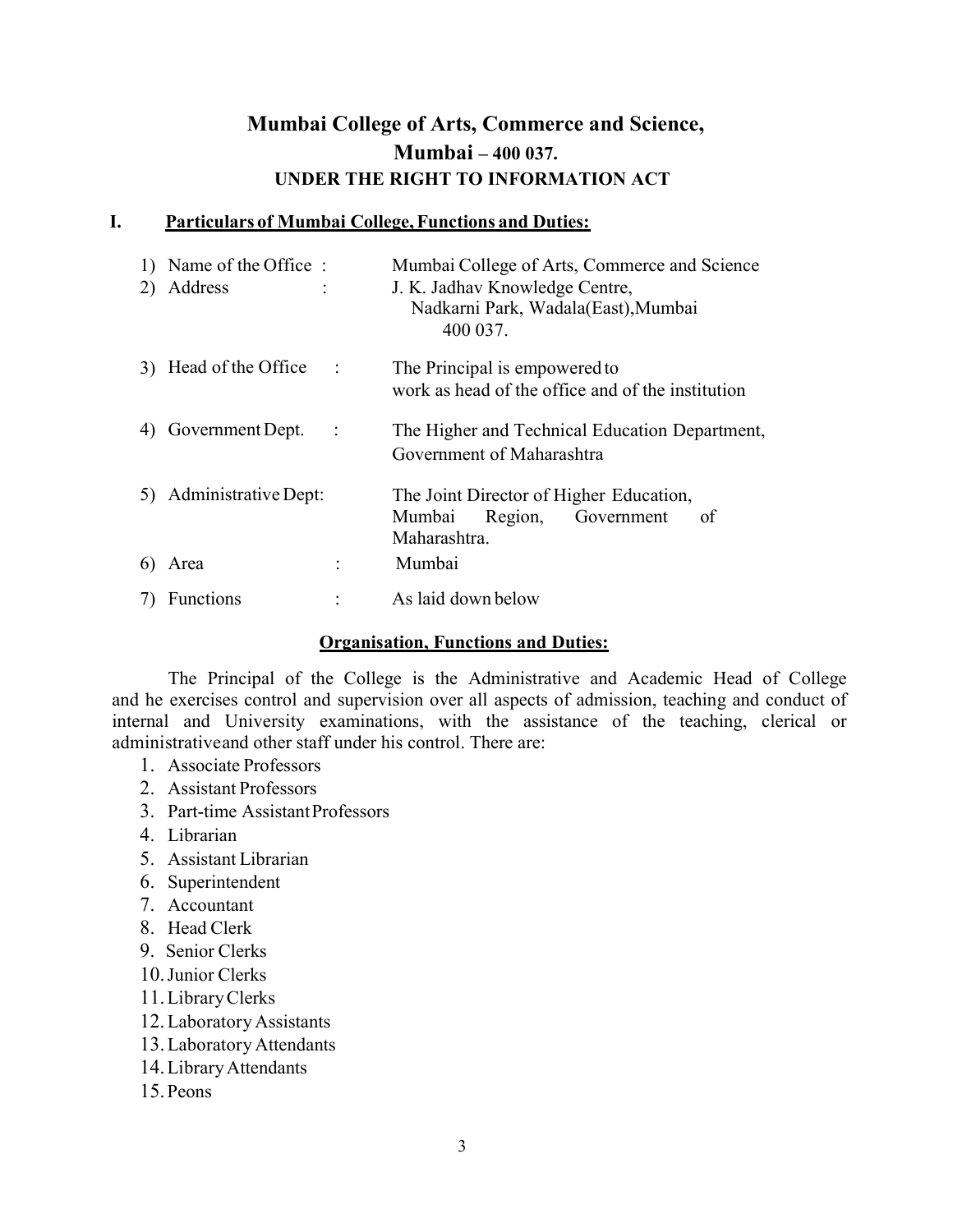# Mumbai College of Arts, Commerce and Science,
# Mumbai – 400 037.
## UNDER THE RIGHT TO INFORMATION ACT

## I. Particulars of Mumbai College, Functions and Duties:

| | | | |
|---|---|---|---|
| 1) | Name of the Office | : | Mumbai College of Arts, Commerce and Science |
| 2) | Address | : | J. K. Jadhav Knowledge Centre, Nadkarni Park, Wadala(East),Mumbai 400 037. |
| 3) | Head of the Office | : | The Principal is empowered to work as head of the office and of the institution |
| 4) | Government Dept. | : | The Higher and Technical Education Department, Government of Maharashtra |
| 5) | Administrative Dept: | | The Joint Director of Higher Education, Mumbai Region, Government of Maharashtra. |
| 6) | Area | : | Mumbai |
| 7) | Functions | : | As laid down below |

### Organisation, Functions and Duties:

The Principal of the College is the Administrative and Academic Head of College and he exercises control and supervision over all aspects of admission, teaching and conduct of internal and University examinations, with the assistance of the teaching, clerical or administrativeand other staff under his control. There are:

1. Associate Professors
2. Assistant Professors
3. Part-time AssistantProfessors
4. Librarian
5. Assistant Librarian
6. Superintendent
7. Accountant
8. Head Clerk
9. Senior Clerks
10. Junior Clerks
11. Library Clerks
12. Laboratory Assistants
13. Laboratory Attendants
14. Library Attendants
15. Peons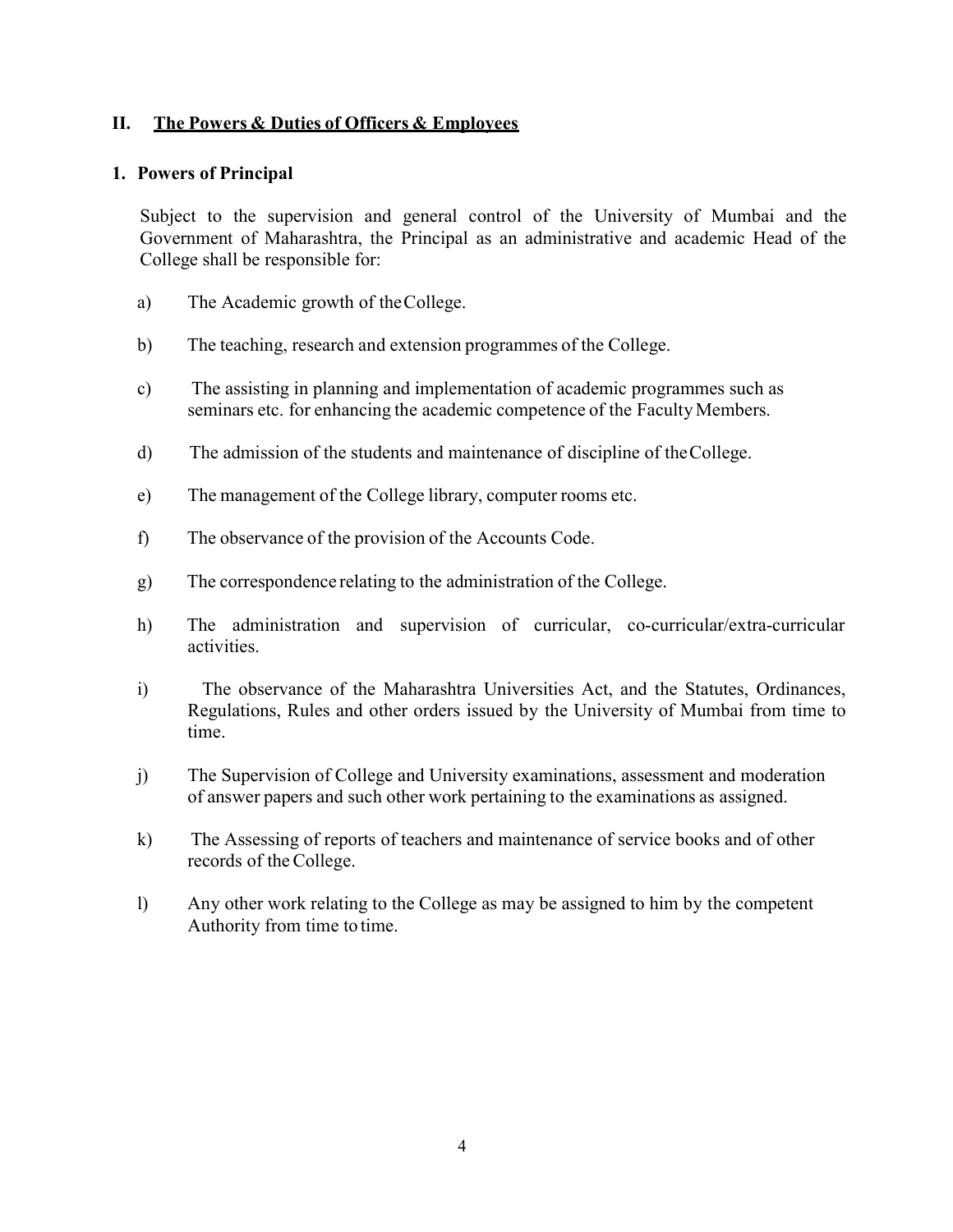## II. The Powers & Duties of Officers & Employees

### 1. Powers of Principal

Subject to the supervision and general control of the University of Mumbai and the Government of Maharashtra, the Principal as an administrative and academic Head of the College shall be responsible for:

a) The Academic growth of the College.

b) The teaching, research and extension programmes of the College.

c) The assisting in planning and implementation of academic programmes such as seminars etc. for enhancing the academic competence of the Faculty Members.

d) The admission of the students and maintenance of discipline of the College.

e) The management of the College library, computer rooms etc.

f) The observance of the provision of the Accounts Code.

g) The correspondence relating to the administration of the College.

h) The administration and supervision of curricular, co-curricular/extra-curricular activities.

i) The observance of the Maharashtra Universities Act, and the Statutes, Ordinances, Regulations, Rules and other orders issued by the University of Mumbai from time to time.

j) The Supervision of College and University examinations, assessment and moderation of answer papers and such other work pertaining to the examinations as assigned.

k) The Assessing of reports of teachers and maintenance of service books and of other records of the College.

l) Any other work relating to the College as may be assigned to him by the competent Authority from time to time.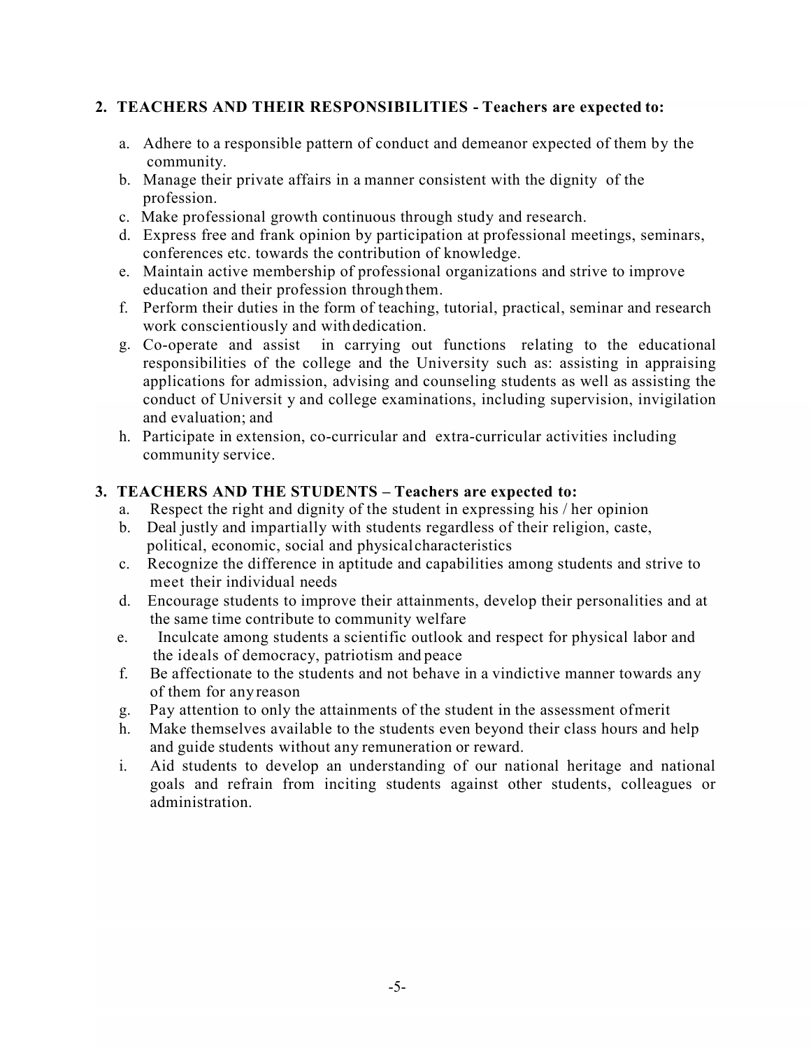## 2. TEACHERS AND THEIR RESPONSIBILITIES - Teachers are expected to:

a. Adhere to a responsible pattern of conduct and demeanor expected of them by the community.
b. Manage their private affairs in a manner consistent with the dignity of the profession.
c. Make professional growth continuous through study and research.
d. Express free and frank opinion by participation at professional meetings, seminars, conferences etc. towards the contribution of knowledge.
e. Maintain active membership of professional organizations and strive to improve education and their profession through them.
f. Perform their duties in the form of teaching, tutorial, practical, seminar and research work conscientiously and with dedication.
g. Co-operate and assist in carrying out functions relating to the educational responsibilities of the college and the University such as: assisting in appraising applications for admission, advising and counseling students as well as assisting the conduct of University and college examinations, including supervision, invigilation and evaluation; and
h. Participate in extension, co-curricular and extra-curricular activities including community service.

## 3. TEACHERS AND THE STUDENTS – Teachers are expected to:

a. Respect the right and dignity of the student in expressing his / her opinion
b. Deal justly and impartially with students regardless of their religion, caste, political, economic, social and physical characteristics
c. Recognize the difference in aptitude and capabilities among students and strive to meet their individual needs
d. Encourage students to improve their attainments, develop their personalities and at the same time contribute to community welfare
e. Inculcate among students a scientific outlook and respect for physical labor and the ideals of democracy, patriotism and peace
f. Be affectionate to the students and not behave in a vindictive manner towards any of them for any reason
g. Pay attention to only the attainments of the student in the assessment of merit
h. Make themselves available to the students even beyond their class hours and help and guide students without any remuneration or reward.
i. Aid students to develop an understanding of our national heritage and national goals and refrain from inciting students against other students, colleagues or administration.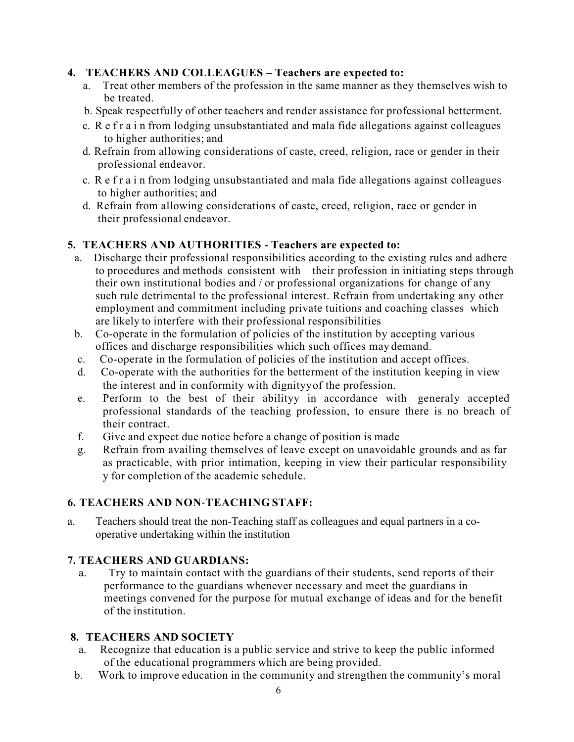## 4. TEACHERS AND COLLEAGUES – Teachers are expected to:

a. Treat other members of the profession in the same manner as they themselves wish to be treated.

b. Speak respectfully of other teachers and render assistance for professional betterment.

c. R e f r a i n from lodging unsubstantiated and mala fide allegations against colleagues to higher authorities; and

d. Refrain from allowing considerations of caste, creed, religion, race or gender in their professional endeavor.

c. R e f r a i n from lodging unsubstantiated and mala fide allegations against colleagues to higher authorities; and

d. Refrain from allowing considerations of caste, creed, religion, race or gender in their professional endeavor.

## 5. TEACHERS AND AUTHORITIES - Teachers are expected to:

a. Discharge their professional responsibilities according to the existing rules and adhere to procedures and methods consistent with their profession in initiating steps through their own institutional bodies and / or professional organizations for change of any such rule detrimental to the professional interest. Refrain from undertaking any other employment and commitment including private tuitions and coaching classes which are likely to interfere with their professional responsibilities

b. Co-operate in the formulation of policies of the institution by accepting various offices and discharge responsibilities which such offices may demand.

c. Co-operate in the formulation of policies of the institution and accept offices.

d. Co-operate with the authorities for the betterment of the institution keeping in view the interest and in conformity with dignityyof the profession.

e. Perform to the best of their abilityy in accordance with generaly accepted professional standards of the teaching profession, to ensure there is no breach of their contract.

f. Give and expect due notice before a change of position is made

g. Refrain from availing themselves of leave except on unavoidable grounds and as far as practicable, with prior intimation, keeping in view their particular responsibility y for completion of the academic schedule.

## 6. TEACHERS AND NON-TEACHING STAFF:

a. Teachers should treat the non-Teaching staff as colleagues and equal partners in a co-operative undertaking within the institution

## 7. TEACHERS AND GUARDIANS:

a. Try to maintain contact with the guardians of their students, send reports of their performance to the guardians whenever necessary and meet the guardians in meetings convened for the purpose for mutual exchange of ideas and for the benefit of the institution.

## 8. TEACHERS AND SOCIETY

a. Recognize that education is a public service and strive to keep the public informed of the educational programmers which are being provided.

b. Work to improve education in the community and strengthen the community's moral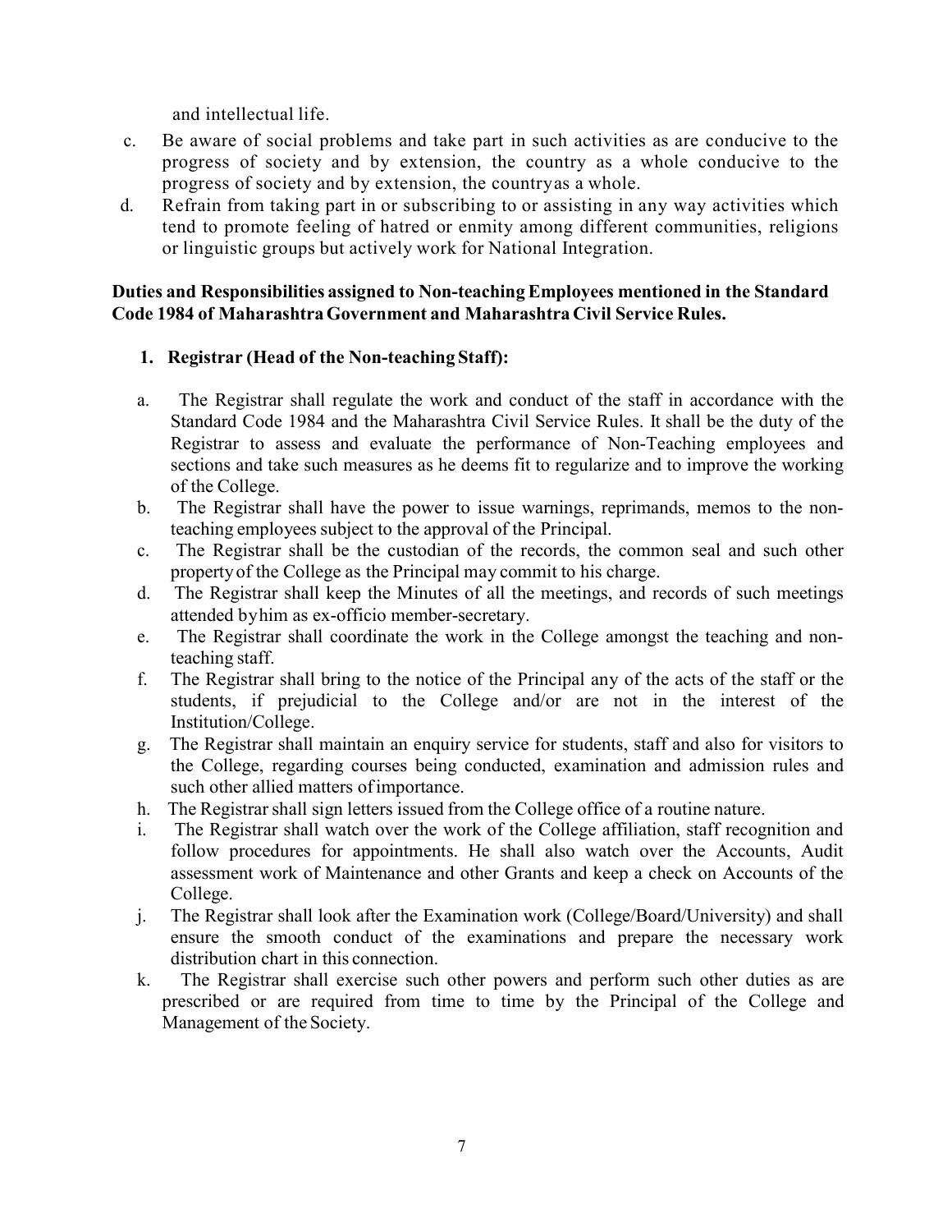and intellectual life.

c. Be aware of social problems and take part in such activities as are conducive to the progress of society and by extension, the country as a whole conducive to the progress of society and by extension, the countryas a whole.
d. Refrain from taking part in or subscribing to or assisting in any way activities which tend to promote feeling of hatred or enmity among different communities, religions or linguistic groups but actively work for National Integration.

**Duties and Responsibilities assigned to Non-teaching Employees mentioned in the Standard Code 1984 of Maharashtra Government and Maharashtra Civil Service Rules.**

1. **Registrar (Head of the Non-teaching Staff):**

   a. The Registrar shall regulate the work and conduct of the staff in accordance with the Standard Code 1984 and the Maharashtra Civil Service Rules. It shall be the duty of the Registrar to assess and evaluate the performance of Non-Teaching employees and sections and take such measures as he deems fit to regularize and to improve the working of the College.
   b. The Registrar shall have the power to issue warnings, reprimands, memos to the non-teaching employees subject to the approval of the Principal.
   c. The Registrar shall be the custodian of the records, the common seal and such other property of the College as the Principal may commit to his charge.
   d. The Registrar shall keep the Minutes of all the meetings, and records of such meetings attended byhim as ex-officio member-secretary.
   e. The Registrar shall coordinate the work in the College amongst the teaching and non-teaching staff.
   f. The Registrar shall bring to the notice of the Principal any of the acts of the staff or the students, if prejudicial to the College and/or are not in the interest of the Institution/College.
   g. The Registrar shall maintain an enquiry service for students, staff and also for visitors to the College, regarding courses being conducted, examination and admission rules and such other allied matters of importance.
   h. The Registrar shall sign letters issued from the College office of a routine nature.
   i. The Registrar shall watch over the work of the College affiliation, staff recognition and follow procedures for appointments. He shall also watch over the Accounts, Audit assessment work of Maintenance and other Grants and keep a check on Accounts of the College.
   j. The Registrar shall look after the Examination work (College/Board/University) and shall ensure the smooth conduct of the examinations and prepare the necessary work distribution chart in this connection.
   k. The Registrar shall exercise such other powers and perform such other duties as are prescribed or are required from time to time by the Principal of the College and Management of the Society.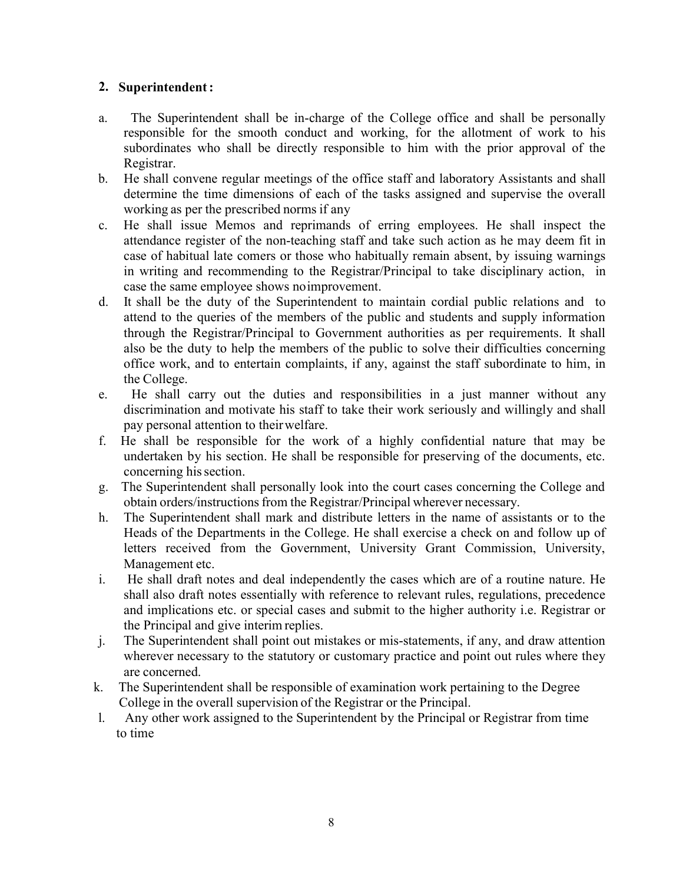## 2. Superintendent :

a. The Superintendent shall be in-charge of the College office and shall be personally responsible for the smooth conduct and working, for the allotment of work to his subordinates who shall be directly responsible to him with the prior approval of the Registrar.
b. He shall convene regular meetings of the office staff and laboratory Assistants and shall determine the time dimensions of each of the tasks assigned and supervise the overall working as per the prescribed norms if any
c. He shall issue Memos and reprimands of erring employees. He shall inspect the attendance register of the non-teaching staff and take such action as he may deem fit in case of habitual late comers or those who habitually remain absent, by issuing warnings in writing and recommending to the Registrar/Principal to take disciplinary action, in case the same employee shows no improvement.
d. It shall be the duty of the Superintendent to maintain cordial public relations and to attend to the queries of the members of the public and students and supply information through the Registrar/Principal to Government authorities as per requirements. It shall also be the duty to help the members of the public to solve their difficulties concerning office work, and to entertain complaints, if any, against the staff subordinate to him, in the College.
e. He shall carry out the duties and responsibilities in a just manner without any discrimination and motivate his staff to take their work seriously and willingly and shall pay personal attention to their welfare.
f. He shall be responsible for the work of a highly confidential nature that may be undertaken by his section. He shall be responsible for preserving of the documents, etc. concerning his section.
g. The Superintendent shall personally look into the court cases concerning the College and obtain orders/instructions from the Registrar/Principal wherever necessary.
h. The Superintendent shall mark and distribute letters in the name of assistants or to the Heads of the Departments in the College. He shall exercise a check on and follow up of letters received from the Government, University Grant Commission, University, Management etc.
i. He shall draft notes and deal independently the cases which are of a routine nature. He shall also draft notes essentially with reference to relevant rules, regulations, precedence and implications etc. or special cases and submit to the higher authority i.e. Registrar or the Principal and give interim replies.
j. The Superintendent shall point out mistakes or mis-statements, if any, and draw attention wherever necessary to the statutory or customary practice and point out rules where they are concerned.
k. The Superintendent shall be responsible of examination work pertaining to the Degree College in the overall supervision of the Registrar or the Principal.
l. Any other work assigned to the Superintendent by the Principal or Registrar from time to time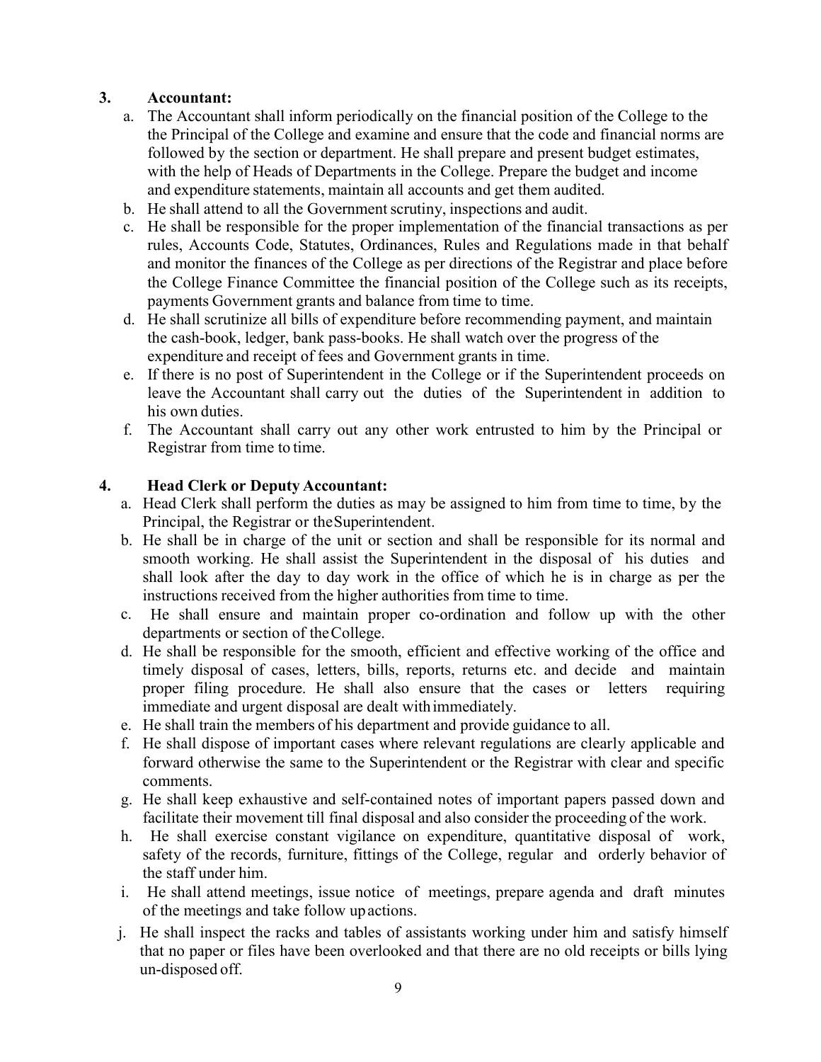## 3. Accountant:

a. The Accountant shall inform periodically on the financial position of the College to the the Principal of the College and examine and ensure that the code and financial norms are followed by the section or department. He shall prepare and present budget estimates, with the help of Heads of Departments in the College. Prepare the budget and income and expenditure statements, maintain all accounts and get them audited.

b. He shall attend to all the Government scrutiny, inspections and audit.

c. He shall be responsible for the proper implementation of the financial transactions as per rules, Accounts Code, Statutes, Ordinances, Rules and Regulations made in that behalf and monitor the finances of the College as per directions of the Registrar and place before the College Finance Committee the financial position of the College such as its receipts, payments Government grants and balance from time to time.

d. He shall scrutinize all bills of expenditure before recommending payment, and maintain the cash-book, ledger, bank pass-books. He shall watch over the progress of the expenditure and receipt of fees and Government grants in time.

e. If there is no post of Superintendent in the College or if the Superintendent proceeds on leave the Accountant shall carry out the duties of the Superintendent in addition to his own duties.

f. The Accountant shall carry out any other work entrusted to him by the Principal or Registrar from time to time.

## 4. Head Clerk or Deputy Accountant:

a. Head Clerk shall perform the duties as may be assigned to him from time to time, by the Principal, the Registrar or the Superintendent.

b. He shall be in charge of the unit or section and shall be responsible for its normal and smooth working. He shall assist the Superintendent in the disposal of his duties and shall look after the day to day work in the office of which he is in charge as per the instructions received from the higher authorities from time to time.

c. He shall ensure and maintain proper co-ordination and follow up with the other departments or section of the College.

d. He shall be responsible for the smooth, efficient and effective working of the office and timely disposal of cases, letters, bills, reports, returns etc. and decide and maintain proper filing procedure. He shall also ensure that the cases or letters requiring immediate and urgent disposal are dealt with immediately.

e. He shall train the members of his department and provide guidance to all.

f. He shall dispose of important cases where relevant regulations are clearly applicable and forward otherwise the same to the Superintendent or the Registrar with clear and specific comments.

g. He shall keep exhaustive and self-contained notes of important papers passed down and facilitate their movement till final disposal and also consider the proceeding of the work.

h. He shall exercise constant vigilance on expenditure, quantitative disposal of work, safety of the records, furniture, fittings of the College, regular and orderly behavior of the staff under him.

i. He shall attend meetings, issue notice of meetings, prepare agenda and draft minutes of the meetings and take follow up actions.

j. He shall inspect the racks and tables of assistants working under him and satisfy himself that no paper or files have been overlooked and that there are no old receipts or bills lying un-disposed off.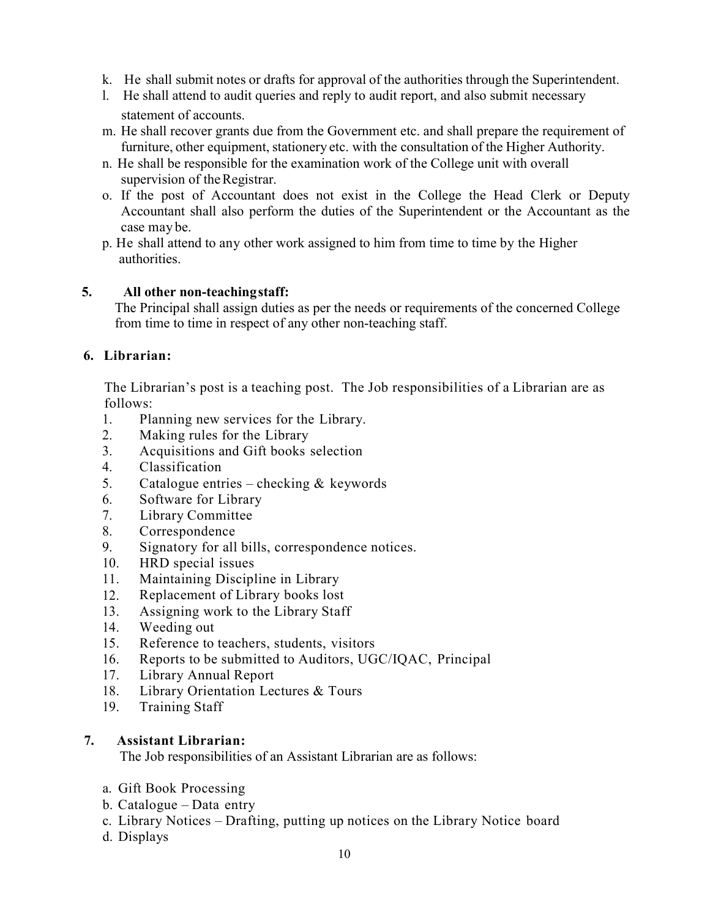k. He shall submit notes or drafts for approval of the authorities through the Superintendent.

l. He shall attend to audit queries and reply to audit report, and also submit necessary statement of accounts.

m. He shall recover grants due from the Government etc. and shall prepare the requirement of furniture, other equipment, stationery etc. with the consultation of the Higher Authority.

n. He shall be responsible for the examination work of the College unit with overall supervision of the Registrar.

o. If the post of Accountant does not exist in the College the Head Clerk or Deputy Accountant shall also perform the duties of the Superintendent or the Accountant as the case may be.

p. He shall attend to any other work assigned to him from time to time by the Higher authorities.

## 5. All other non-teaching staff:

The Principal shall assign duties as per the needs or requirements of the concerned College from time to time in respect of any other non-teaching staff.

## 6. Librarian:

The Librarian's post is a teaching post. The Job responsibilities of a Librarian are as follows:

1. Planning new services for the Library.
2. Making rules for the Library
3. Acquisitions and Gift books selection
4. Classification
5. Catalogue entries – checking & keywords
6. Software for Library
7. Library Committee
8. Correspondence
9. Signatory for all bills, correspondence notices.
10. HRD special issues
11. Maintaining Discipline in Library
12. Replacement of Library books lost
13. Assigning work to the Library Staff
14. Weeding out
15. Reference to teachers, students, visitors
16. Reports to be submitted to Auditors, UGC/IQAC, Principal
17. Library Annual Report
18. Library Orientation Lectures & Tours
19. Training Staff

## 7. Assistant Librarian:

The Job responsibilities of an Assistant Librarian are as follows:

a. Gift Book Processing

b. Catalogue – Data entry

c. Library Notices – Drafting, putting up notices on the Library Notice board

d. Displays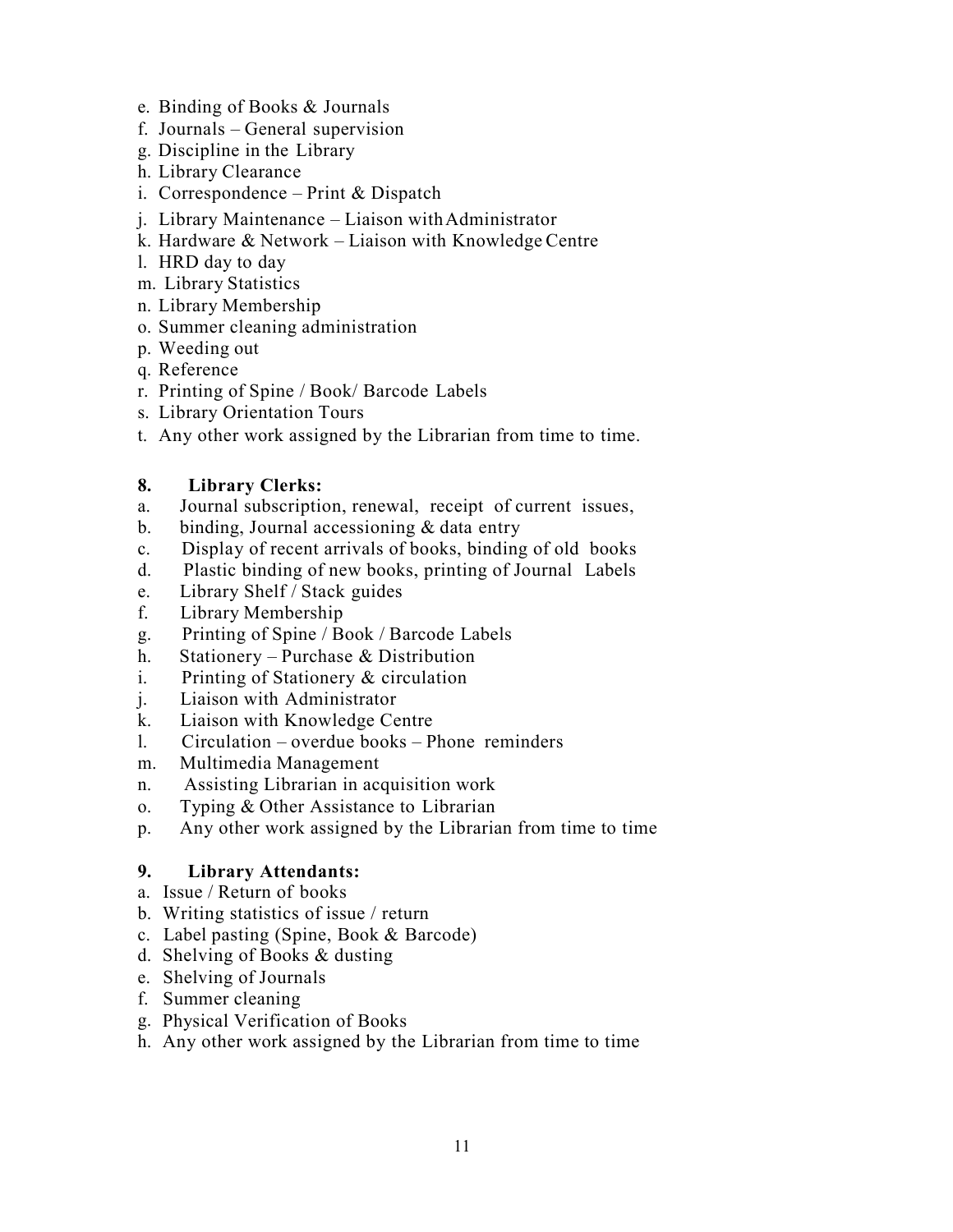e. Binding of Books & Journals
f. Journals – General supervision
g. Discipline in the Library
h. Library Clearance
i. Correspondence – Print & Dispatch
j. Library Maintenance – Liaison with Administrator
k. Hardware & Network – Liaison with Knowledge Centre
l. HRD day to day
m. Library Statistics
n. Library Membership
o. Summer cleaning administration
p. Weeding out
q. Reference
r. Printing of Spine / Book/ Barcode Labels
s. Library Orientation Tours
t. Any other work assigned by the Librarian from time to time.

**8. Library Clerks:**

a. Journal subscription, renewal, receipt of current issues,
b. binding, Journal accessioning & data entry
c. Display of recent arrivals of books, binding of old books
d. Plastic binding of new books, printing of Journal Labels
e. Library Shelf / Stack guides
f. Library Membership
g. Printing of Spine / Book / Barcode Labels
h. Stationery – Purchase & Distribution
i. Printing of Stationery & circulation
j. Liaison with Administrator
k. Liaison with Knowledge Centre
l. Circulation – overdue books – Phone reminders
m. Multimedia Management
n. Assisting Librarian in acquisition work
o. Typing & Other Assistance to Librarian
p. Any other work assigned by the Librarian from time to time

**9. Library Attendants:**

a. Issue / Return of books
b. Writing statistics of issue / return
c. Label pasting (Spine, Book & Barcode)
d. Shelving of Books & dusting
e. Shelving of Journals
f. Summer cleaning
g. Physical Verification of Books
h. Any other work assigned by the Librarian from time to time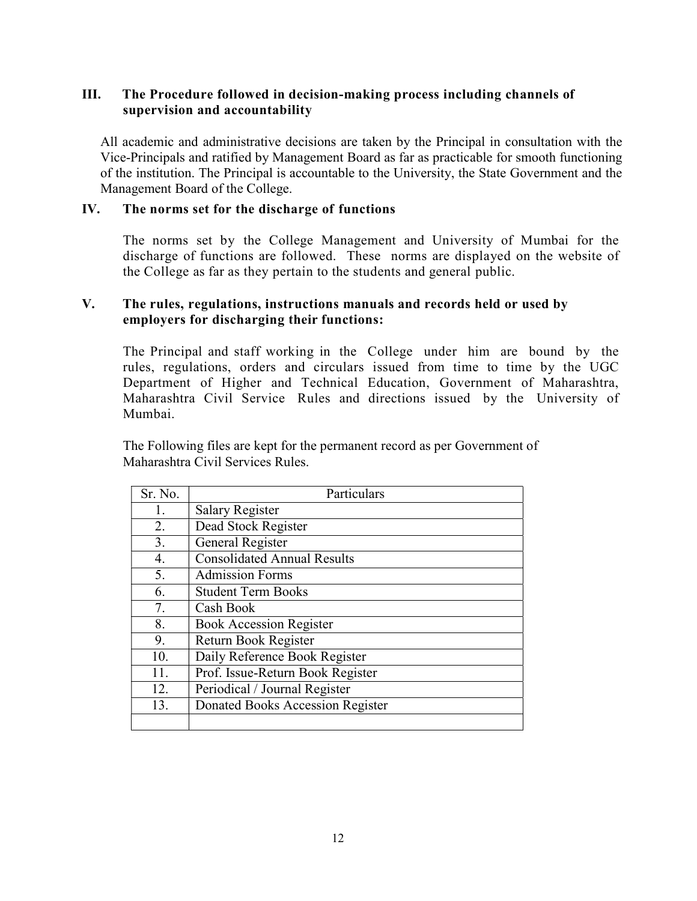## III. The Procedure followed in decision-making process including channels of supervision and accountability

All academic and administrative decisions are taken by the Principal in consultation with the Vice-Principals and ratified by Management Board as far as practicable for smooth functioning of the institution. The Principal is accountable to the University, the State Government and the Management Board of the College.

## IV. The norms set for the discharge of functions

The norms set by the College Management and University of Mumbai for the discharge of functions are followed. These norms are displayed on the website of the College as far as they pertain to the students and general public.

## V. The rules, regulations, instructions manuals and records held or used by employers for discharging their functions:

The Principal and staff working in the College under him are bound by the rules, regulations, orders and circulars issued from time to time by the UGC Department of Higher and Technical Education, Government of Maharashtra, Maharashtra Civil Service Rules and directions issued by the University of Mumbai.

The Following files are kept for the permanent record as per Government of Maharashtra Civil Services Rules.

| Sr. No. | Particulars |
|---|---|
| 1. | Salary Register |
| 2. | Dead Stock Register |
| 3. | General Register |
| 4. | Consolidated Annual Results |
| 5. | Admission Forms |
| 6. | Student Term Books |
| 7. | Cash Book |
| 8. | Book Accession Register |
| 9. | Return Book Register |
| 10. | Daily Reference Book Register |
| 11. | Prof. Issue-Return Book Register |
| 12. | Periodical / Journal Register |
| 13. | Donated Books Accession Register |
| | |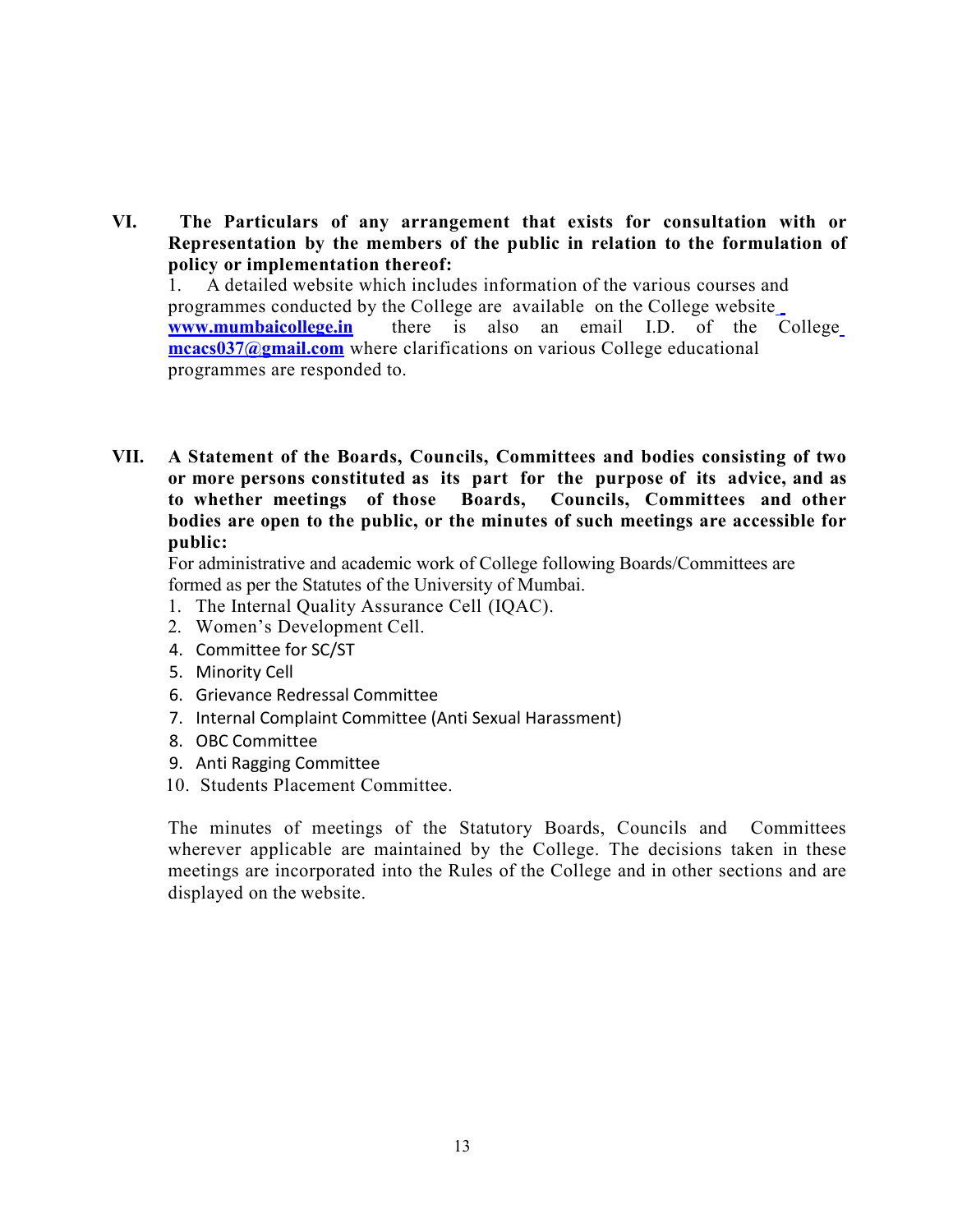**VI. The Particulars of any arrangement that exists for consultation with or Representation by the members of the public in relation to the formulation of policy or implementation thereof:**

1. A detailed website which includes information of the various courses and programmes conducted by the College are available on the College website **www.mumbaicollege.in** there is also an email I.D. of the College **mcacs037@gmail.com** where clarifications on various College educational programmes are responded to.

**VII. A Statement of the Boards, Councils, Committees and bodies consisting of two or more persons constituted as its part for the purpose of its advice, and as to whether meetings of those Boards, Councils, Committees and other bodies are open to the public, or the minutes of such meetings are accessible for public:**

For administrative and academic work of College following Boards/Committees are formed as per the Statutes of the University of Mumbai.

1. The Internal Quality Assurance Cell (IQAC).
2. Women's Development Cell.
4. Committee for SC/ST
5. Minority Cell
6. Grievance Redressal Committee
7. Internal Complaint Committee (Anti Sexual Harassment)
8. OBC Committee
9. Anti Ragging Committee
10. Students Placement Committee.

The minutes of meetings of the Statutory Boards, Councils and Committees wherever applicable are maintained by the College. The decisions taken in these meetings are incorporated into the Rules of the College and in other sections and are displayed on the website.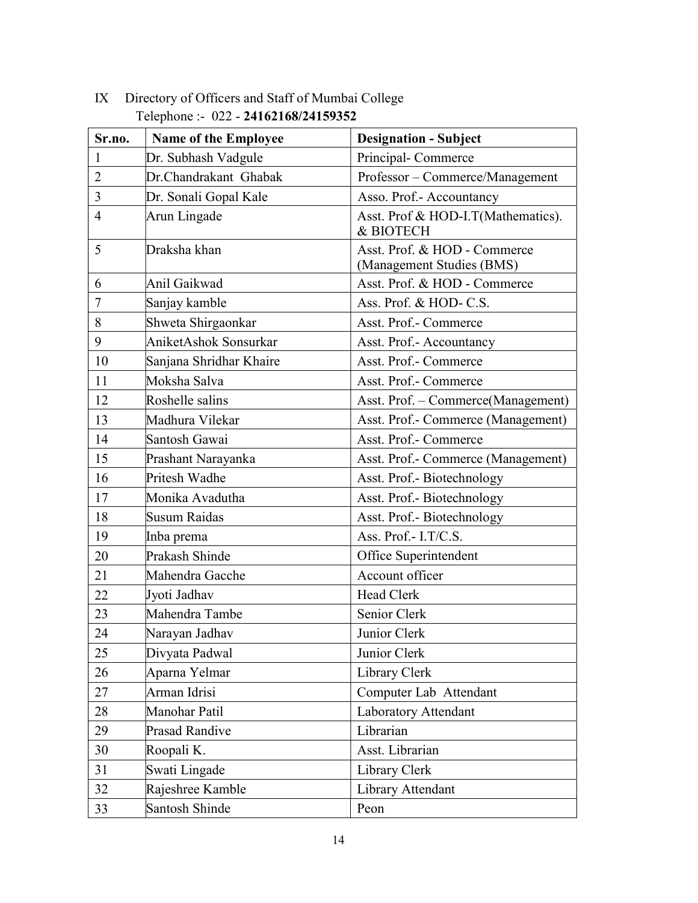IX Directory of Officers and Staff of Mumbai College

Telephone :- 022 - **24162168/24159352**

| Sr.no. | Name of the Employee | Designation - Subject |
| --- | --- | --- |
| 1 | Dr. Subhash Vadgule | Principal- Commerce |
| 2 | Dr.Chandrakant Ghabak | Professor – Commerce/Management |
| 3 | Dr. Sonali Gopal Kale | Asso. Prof.- Accountancy |
| 4 | Arun Lingade | Asst. Prof & HOD-I.T(Mathematics). & BIOTECH |
| 5 | Draksha khan | Asst. Prof. & HOD - Commerce (Management Studies (BMS) |
| 6 | Anil Gaikwad | Asst. Prof. & HOD - Commerce |
| 7 | Sanjay kamble | Ass. Prof. & HOD- C.S. |
| 8 | Shweta Shirgaonkar | Asst. Prof.- Commerce |
| 9 | AniketAshok Sonsurkar | Asst. Prof.- Accountancy |
| 10 | Sanjana Shridhar Khaire | Asst. Prof.- Commerce |
| 11 | Moksha Salva | Asst. Prof.- Commerce |
| 12 | Roshelle salins | Asst. Prof. – Commerce(Management) |
| 13 | Madhura Vilekar | Asst. Prof.- Commerce (Management) |
| 14 | Santosh Gawai | Asst. Prof.- Commerce |
| 15 | Prashant Narayanka | Asst. Prof.- Commerce (Management) |
| 16 | Pritesh Wadhe | Asst. Prof.- Biotechnology |
| 17 | Monika Avadutha | Asst. Prof.- Biotechnology |
| 18 | Susum Raidas | Asst. Prof.- Biotechnology |
| 19 | Inba prema | Ass. Prof.- I.T/C.S. |
| 20 | Prakash Shinde | Office Superintendent |
| 21 | Mahendra Gacche | Account officer |
| 22 | Jyoti Jadhav | Head Clerk |
| 23 | Mahendra Tambe | Senior Clerk |
| 24 | Narayan Jadhav | Junior Clerk |
| 25 | Divyata Padwal | Junior Clerk |
| 26 | Aparna Yelmar | Library Clerk |
| 27 | Arman Idrisi | Computer Lab Attendant |
| 28 | Manohar Patil | Laboratory Attendant |
| 29 | Prasad Randive | Librarian |
| 30 | Roopali K. | Asst. Librarian |
| 31 | Swati Lingade | Library Clerk |
| 32 | Rajeshree Kamble | Library Attendant |
| 33 | Santosh Shinde | Peon |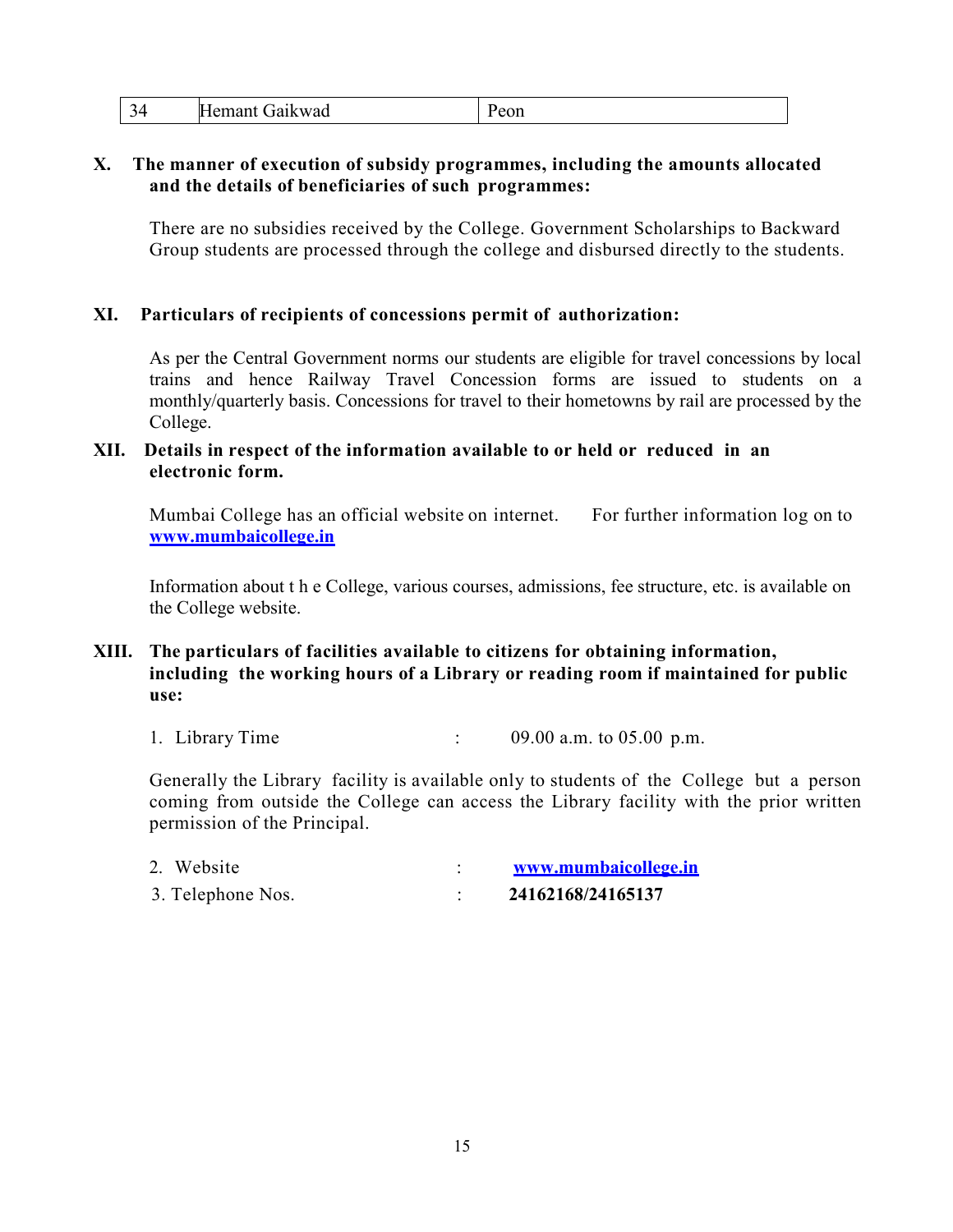| 34 | Hemant Gaikwad | Peon |
|---|---|---|

**X. The manner of execution of subsidy programmes, including the amounts allocated and the details of beneficiaries of such programmes:**

There are no subsidies received by the College. Government Scholarships to Backward Group students are processed through the college and disbursed directly to the students.

**XI. Particulars of recipients of concessions permit of authorization:**

As per the Central Government norms our students are eligible for travel concessions by local trains and hence Railway Travel Concession forms are issued to students on a monthly/quarterly basis. Concessions for travel to their hometowns by rail are processed by the College.

**XII. Details in respect of the information available to or held or reduced in an electronic form.**

Mumbai College has an official website on internet. For further information log on to **www.mumbaicollege.in**

Information about t h e College, various courses, admissions, fee structure, etc. is available on the College website.

**XIII. The particulars of facilities available to citizens for obtaining information, including the working hours of a Library or reading room if maintained for public use:**

1. Library Time : 09.00 a.m. to 05.00 p.m.

Generally the Library facility is available only to students of the College but a person coming from outside the College can access the Library facility with the prior written permission of the Principal.

2. Website : **www.mumbaicollege.in**
3. Telephone Nos. : **24162168/24165137**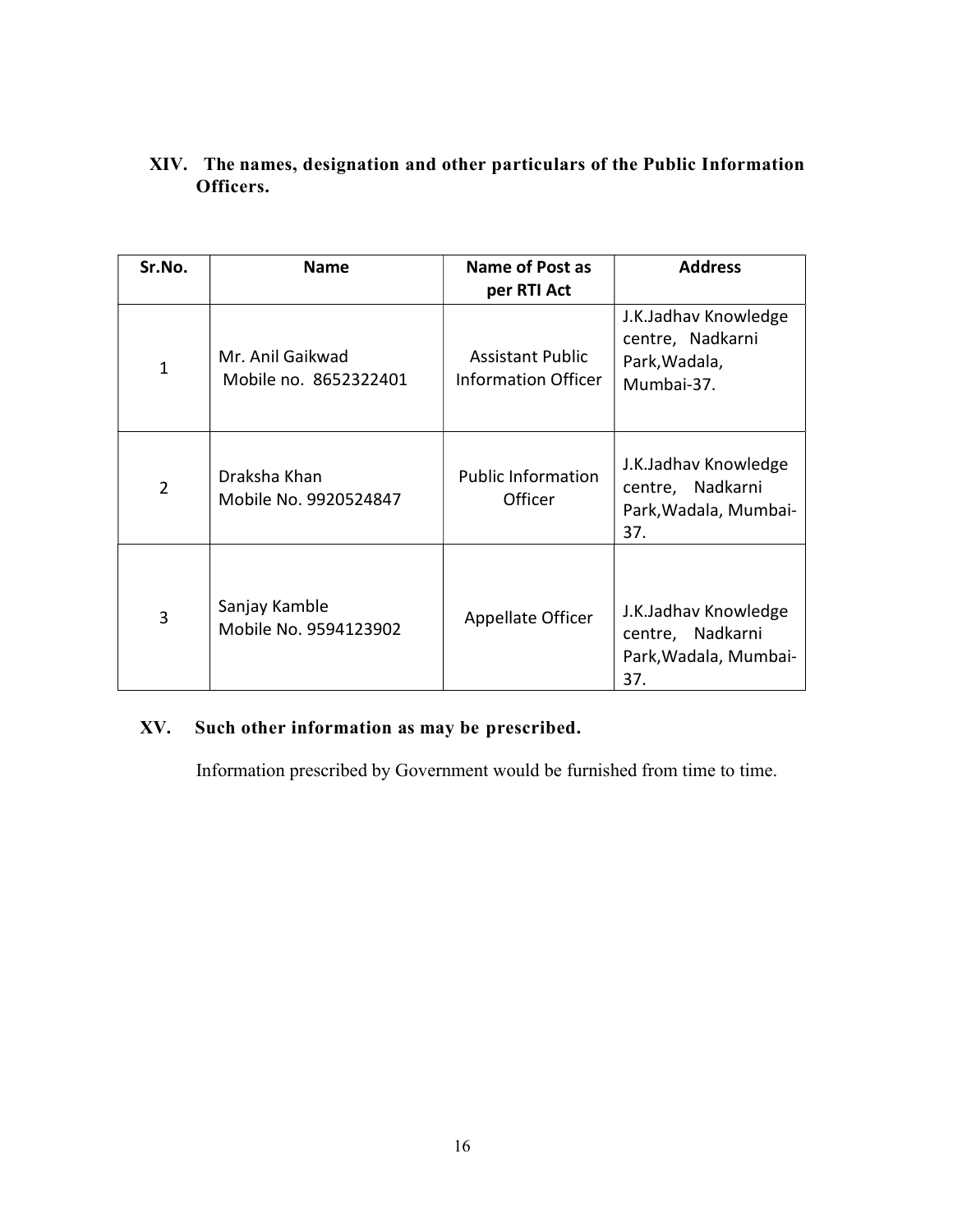## XIV. The names, designation and other particulars of the Public Information Officers.

| Sr.No. | Name | Name of Post as per RTI Act | Address |
|---|---|---|---|
| 1 | Mr. Anil Gaikwad Mobile no. 8652322401 | Assistant Public Information Officer | J.K.Jadhav Knowledge centre, Nadkarni Park,Wadala, Mumbai-37. |
| 2 | Draksha Khan Mobile No. 9920524847 | Public Information Officer | J.K.Jadhav Knowledge centre, Nadkarni Park,Wadala, Mumbai-37. |
| 3 | Sanjay Kamble Mobile No. 9594123902 | Appellate Officer | J.K.Jadhav Knowledge centre, Nadkarni Park,Wadala, Mumbai-37. |

## XV. Such other information as may be prescribed.

Information prescribed by Government would be furnished from time to time.